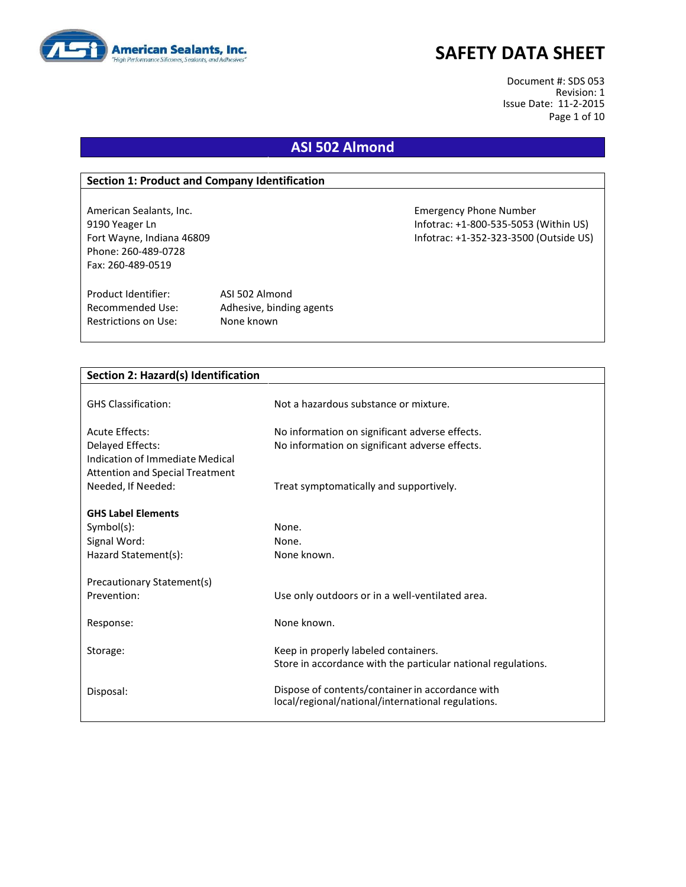American Sealants, Inc.
"High Performance Silicones, Sealants, and Adhesives"

# SAFETY DATA SHEET

Document #: SDS 053
Revision: 1
Issue Date: 11-2-2015

## ASI 502 Almond

### Section 1: Product and Company Identification

American Sealants, Inc.
9190 Yeager Ln
Fort Wayne, Indiana 46809
Phone: 260-489-0728
Fax: 260-489-0519

Emergency Phone Number
Infotrac: +1-800-535-5053 (Within US)
Infotrac: +1-352-323-3500 (Outside US)

| | |
|---|---|
| Product Identifier: | ASI 502 Almond |
| Recommended Use: | Adhesive, binding agents |
| Restrictions on Use: | None known |

### Section 2: Hazard(s) Identification

| | |
|---|---|
| GHS Classification: | Not a hazardous substance or mixture. |
| Acute Effects: | No information on significant adverse effects. |
| Delayed Effects: | No information on significant adverse effects. |
| Indication of Immediate Medical Attention and Special Treatment Needed, If Needed: | Treat symptomatically and supportively. |

**GHS Label Elements**

| | |
|---|---|
| Symbol(s): | None. |
| Signal Word: | None. |
| Hazard Statement(s): | None known. |

Precautionary Statement(s)

| | |
|---|---|
| Prevention: | Use only outdoors or in a well-ventilated area. |
| Response: | None known. |
| Storage: | Keep in properly labeled containers. Store in accordance with the particular national regulations. |
| Disposal: | Dispose of contents/container in accordance with local/regional/national/international regulations. |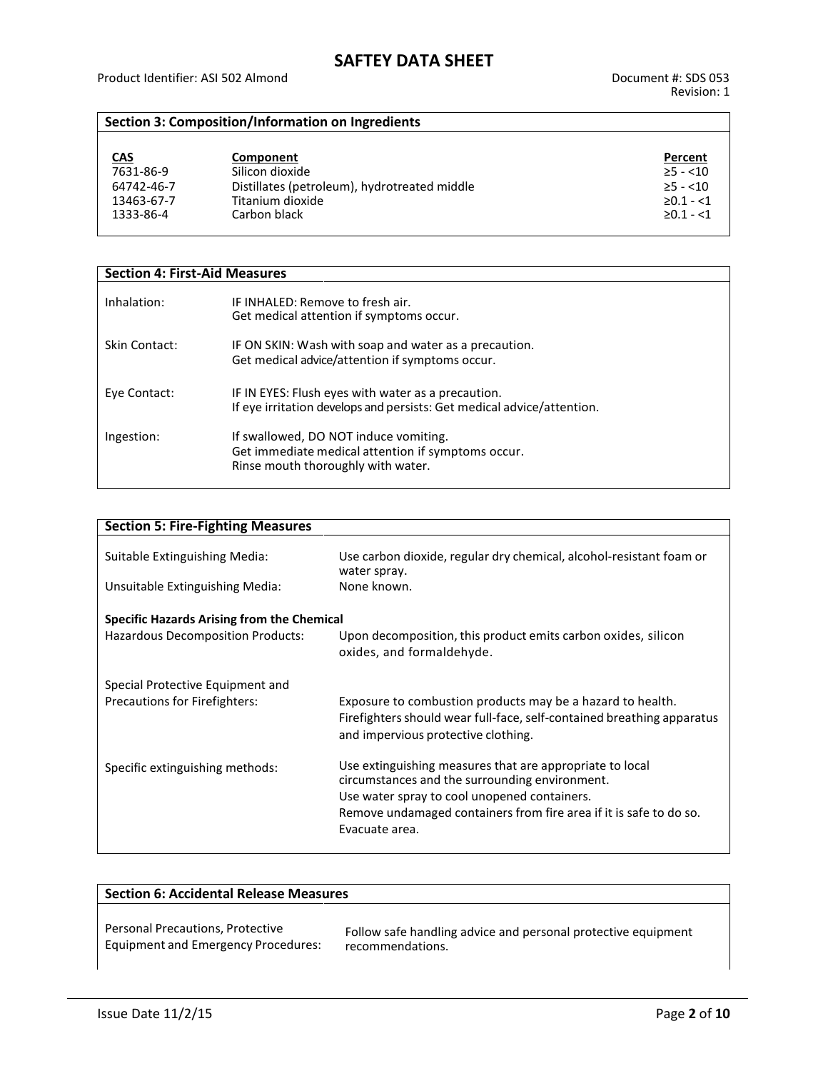## Section 3: Composition/Information on Ingredients

| CAS | Component | Percent |
|---|---|---|
| 7631-86-9 | Silicon dioxide | ≥5 - <10 |
| 64742-46-7 | Distillates (petroleum), hydrotreated middle | ≥5 - <10 |
| 13463-67-7 | Titanium dioxide | ≥0.1 - <1 |
| 1333-86-4 | Carbon black | ≥0.1 - <1 |

## Section 4: First-Aid Measures

**Inhalation:** IF INHALED: Remove to fresh air.
Get medical attention if symptoms occur.

**Skin Contact:** IF ON SKIN: Wash with soap and water as a precaution.
Get medical advice/attention if symptoms occur.

**Eye Contact:** IF IN EYES: Flush eyes with water as a precaution.
If eye irritation develops and persists: Get medical advice/attention.

**Ingestion:** If swallowed, DO NOT induce vomiting.
Get immediate medical attention if symptoms occur.
Rinse mouth thoroughly with water.

## Section 5: Fire-Fighting Measures

**Suitable Extinguishing Media:** Use carbon dioxide, regular dry chemical, alcohol-resistant foam or water spray.

**Unsuitable Extinguishing Media:** None known.

**Specific Hazards Arising from the Chemical**

**Hazardous Decomposition Products:** Upon decomposition, this product emits carbon oxides, silicon oxides, and formaldehyde.

**Special Protective Equipment and Precautions for Firefighters:** Exposure to combustion products may be a hazard to health. Firefighters should wear full-face, self-contained breathing apparatus and impervious protective clothing.

**Specific extinguishing methods:** Use extinguishing measures that are appropriate to local circumstances and the surrounding environment.
Use water spray to cool unopened containers.
Remove undamaged containers from fire area if it is safe to do so.
Evacuate area.

## Section 6: Accidental Release Measures

**Personal Precautions, Protective Equipment and Emergency Procedures:** Follow safe handling advice and personal protective equipment recommendations.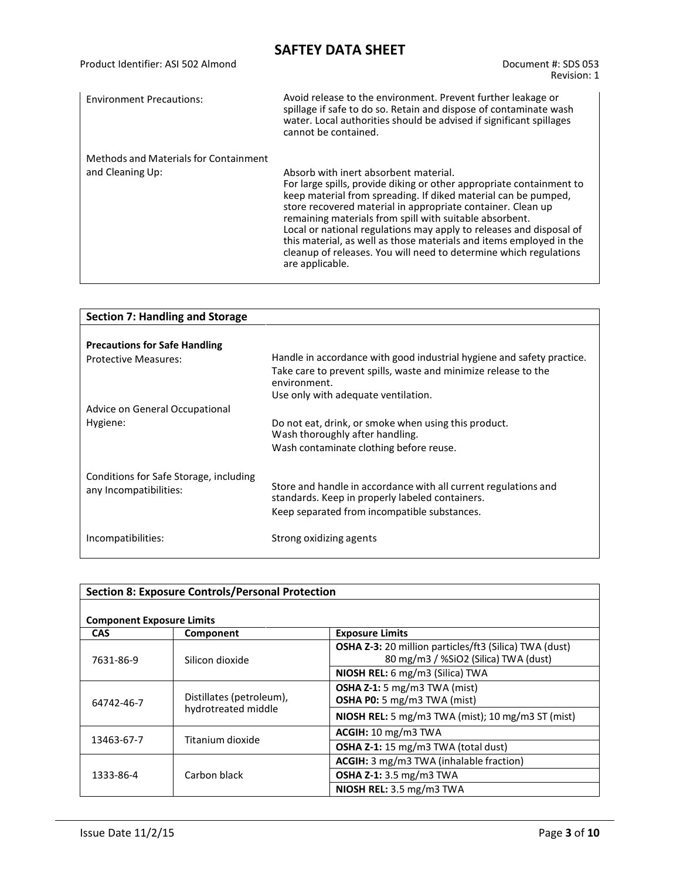| | |
|---|---|
| Environment Precautions: | Avoid release to the environment. Prevent further leakage or spillage if safe to do so. Retain and dispose of contaminate wash water. Local authorities should be advised if significant spillages cannot be contained. |
| Methods and Materials for Containment and Cleaning Up: | Absorb with inert absorbent material.<br>For large spills, provide diking or other appropriate containment to keep material from spreading. If diked material can be pumped, store recovered material in appropriate container. Clean up remaining materials from spill with suitable absorbent.<br>Local or national regulations may apply to releases and disposal of this material, as well as those materials and items employed in the cleanup of releases. You will need to determine which regulations are applicable. |

## Section 7: Handling and Storage

**Precautions for Safe Handling**

| | |
|---|---|
| Protective Measures: | Handle in accordance with good industrial hygiene and safety practice.<br>Take care to prevent spills, waste and minimize release to the environment.<br>Use only with adequate ventilation. |
| Advice on General Occupational Hygiene: | Do not eat, drink, or smoke when using this product.<br>Wash thoroughly after handling.<br>Wash contaminate clothing before reuse. |
| Conditions for Safe Storage, including any Incompatibilities: | Store and handle in accordance with all current regulations and standards. Keep in properly labeled containers.<br>Keep separated from incompatible substances. |
| Incompatibilities: | Strong oxidizing agents |

## Section 8: Exposure Controls/Personal Protection

**Component Exposure Limits**

| CAS | Component | Exposure Limits |
|---|---|---|
| 7631-86-9 | Silicon dioxide | **OSHA Z-3:** 20 million particles/ft3 (Silica) TWA (dust)<br>80 mg/m3 / %SiO2 (Silica) TWA (dust) |
| | | **NIOSH REL:** 6 mg/m3 (Silica) TWA |
| 64742-46-7 | Distillates (petroleum), hydrotreated middle | **OSHA Z-1:** 5 mg/m3 TWA (mist)<br>**OSHA P0:** 5 mg/m3 TWA (mist) |
| | | **NIOSH REL:** 5 mg/m3 TWA (mist); 10 mg/m3 ST (mist) |
| 13463-67-7 | Titanium dioxide | **ACGIH:** 10 mg/m3 TWA |
| | | **OSHA Z-1:** 15 mg/m3 TWA (total dust) |
| 1333-86-4 | Carbon black | **ACGIH:** 3 mg/m3 TWA (inhalable fraction) |
| | | **OSHA Z-1:** 3.5 mg/m3 TWA |
| | | **NIOSH REL:** 3.5 mg/m3 TWA |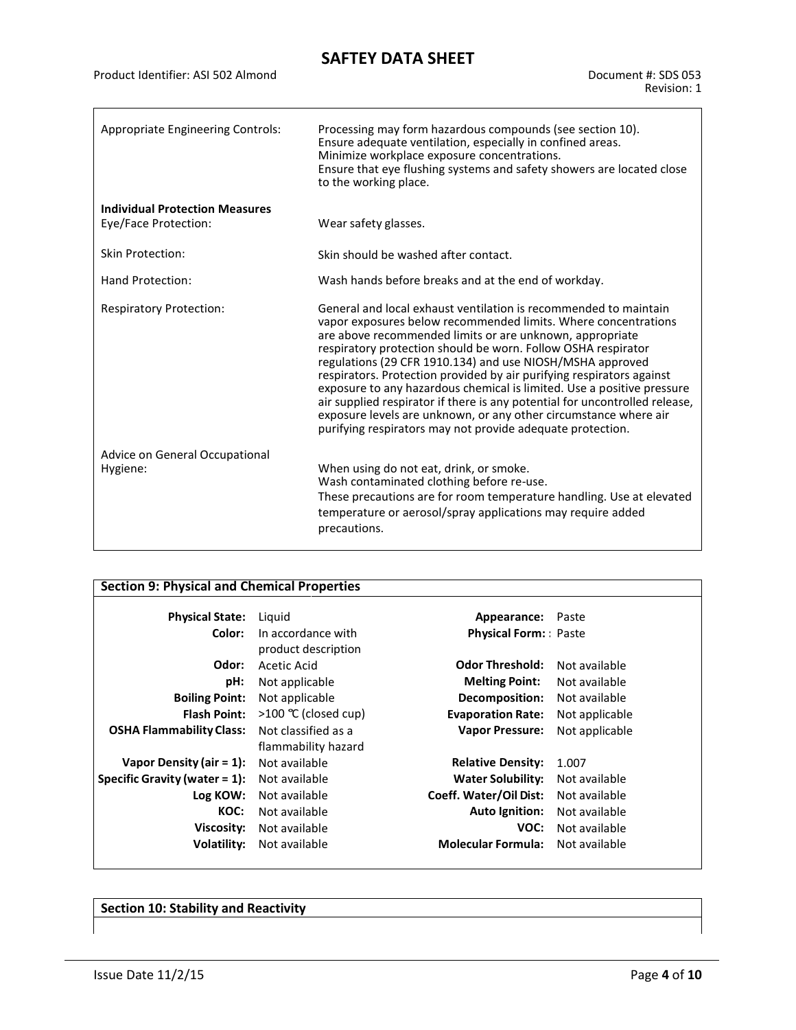| | |
|---|---|
| Appropriate Engineering Controls: | Processing may form hazardous compounds (see section 10). Ensure adequate ventilation, especially in confined areas. Minimize workplace exposure concentrations. Ensure that eye flushing systems and safety showers are located close to the working place. |
| **Individual Protection Measures** | |
| Eye/Face Protection: | Wear safety glasses. |
| Skin Protection: | Skin should be washed after contact. |
| Hand Protection: | Wash hands before breaks and at the end of workday. |
| Respiratory Protection: | General and local exhaust ventilation is recommended to maintain vapor exposures below recommended limits. Where concentrations are above recommended limits or are unknown, appropriate respiratory protection should be worn. Follow OSHA respirator regulations (29 CFR 1910.134) and use NIOSH/MSHA approved respirators. Protection provided by air purifying respirators against exposure to any hazardous chemical is limited. Use a positive pressure air supplied respirator if there is any potential for uncontrolled release, exposure levels are unknown, or any other circumstance where air purifying respirators may not provide adequate protection. |
| Advice on General Occupational Hygiene: | When using do not eat, drink, or smoke. Wash contaminated clothing before re-use. These precautions are for room temperature handling. Use at elevated temperature or aerosol/spray applications may require added precautions. |

## Section 9: Physical and Chemical Properties

| | | | |
|---|---|---|---|
| **Physical State:** | Liquid | **Appearance:** | Paste |
| **Color:** | In accordance with product description | **Physical Form:** | : Paste |
| **Odor:** | Acetic Acid | **Odor Threshold:** | Not available |
| **pH:** | Not applicable | **Melting Point:** | Not available |
| **Boiling Point:** | Not applicable | **Decomposition:** | Not available |
| **Flash Point:** | >100 ℃ (closed cup) | **Evaporation Rate:** | Not applicable |
| **OSHA Flammability Class:** | Not classified as a flammability hazard | **Vapor Pressure:** | Not applicable |
| **Vapor Density (air = 1):** | Not available | **Relative Density:** | 1.007 |
| **Specific Gravity (water = 1):** | Not available | **Water Solubility:** | Not available |
| **Log KOW:** | Not available | **Coeff. Water/Oil Dist:** | Not available |
| **KOC:** | Not available | **Auto Ignition:** | Not available |
| **Viscosity:** | Not available | **VOC:** | Not available |
| **Volatility:** | Not available | **Molecular Formula:** | Not available |

## Section 10: Stability and Reactivity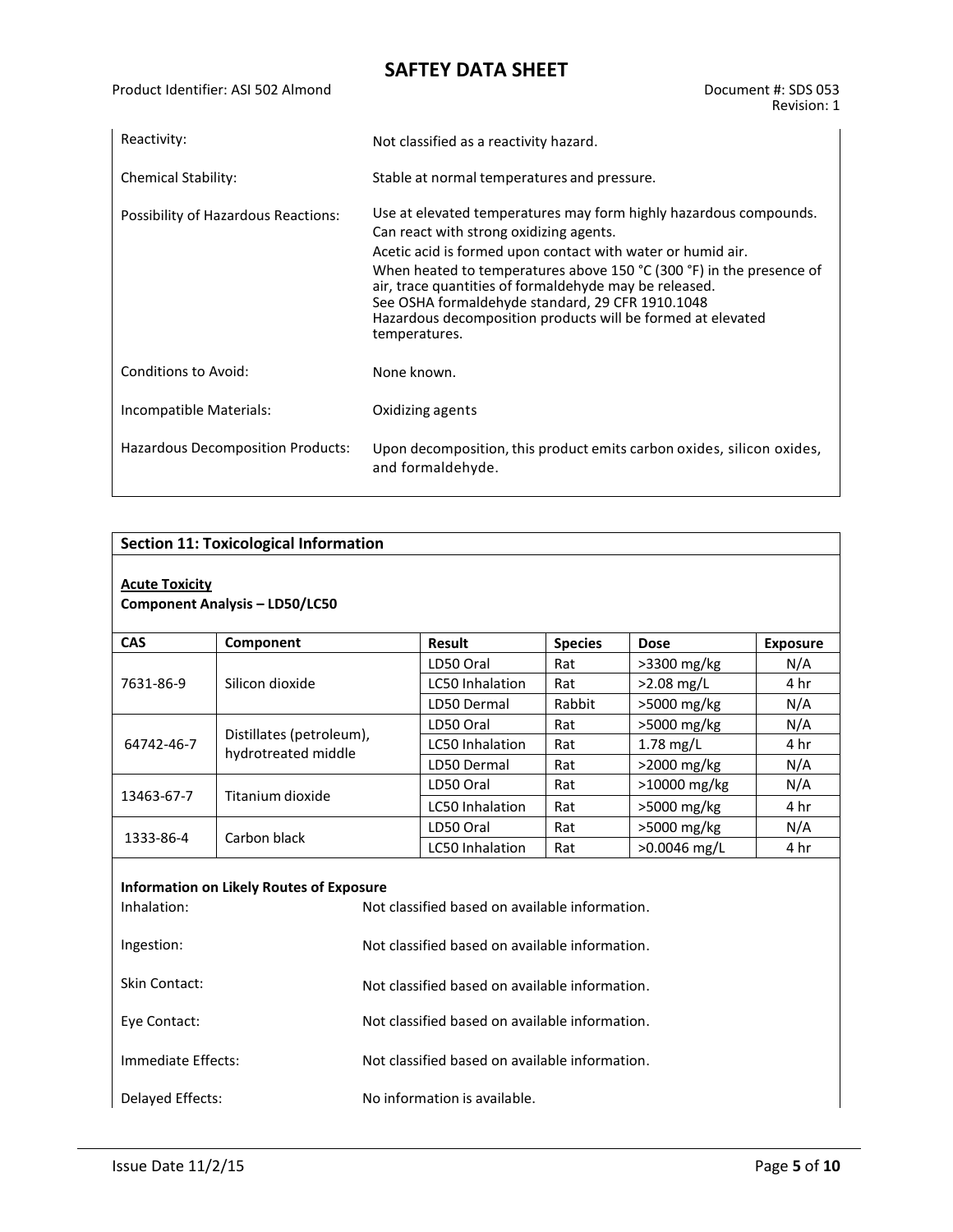| | |
|---|---|
| Reactivity: | Not classified as a reactivity hazard. |
| Chemical Stability: | Stable at normal temperatures and pressure. |
| Possibility of Hazardous Reactions: | Use at elevated temperatures may form highly hazardous compounds. Can react with strong oxidizing agents. Acetic acid is formed upon contact with water or humid air. When heated to temperatures above 150 °C (300 °F) in the presence of air, trace quantities of formaldehyde may be released. See OSHA formaldehyde standard, 29 CFR 1910.1048 Hazardous decomposition products will be formed at elevated temperatures. |
| Conditions to Avoid: | None known. |
| Incompatible Materials: | Oxidizing agents |
| Hazardous Decomposition Products: | Upon decomposition, this product emits carbon oxides, silicon oxides, and formaldehyde. |

## Section 11: Toxicological Information

**Acute Toxicity**

**Component Analysis – LD50/LC50**

| CAS | Component | Result | Species | Dose | Exposure |
|---|---|---|---|---|---|
| 7631-86-9 | Silicon dioxide | LD50 Oral | Rat | >3300 mg/kg | N/A |
| | | LC50 Inhalation | Rat | >2.08 mg/L | 4 hr |
| | | LD50 Dermal | Rabbit | >5000 mg/kg | N/A |
| 64742-46-7 | Distillates (petroleum), hydrotreated middle | LD50 Oral | Rat | >5000 mg/kg | N/A |
| | | LC50 Inhalation | Rat | 1.78 mg/L | 4 hr |
| | | LD50 Dermal | Rat | >2000 mg/kg | N/A |
| 13463-67-7 | Titanium dioxide | LD50 Oral | Rat | >10000 mg/kg | N/A |
| | | LC50 Inhalation | Rat | >5000 mg/kg | 4 hr |
| 1333-86-4 | Carbon black | LD50 Oral | Rat | >5000 mg/kg | N/A |
| | | LC50 Inhalation | Rat | >0.0046 mg/L | 4 hr |

**Information on Likely Routes of Exposure**

| | |
|---|---|
| Inhalation: | Not classified based on available information. |
| Ingestion: | Not classified based on available information. |
| Skin Contact: | Not classified based on available information. |
| Eye Contact: | Not classified based on available information. |
| Immediate Effects: | Not classified based on available information. |
| Delayed Effects: | No information is available. |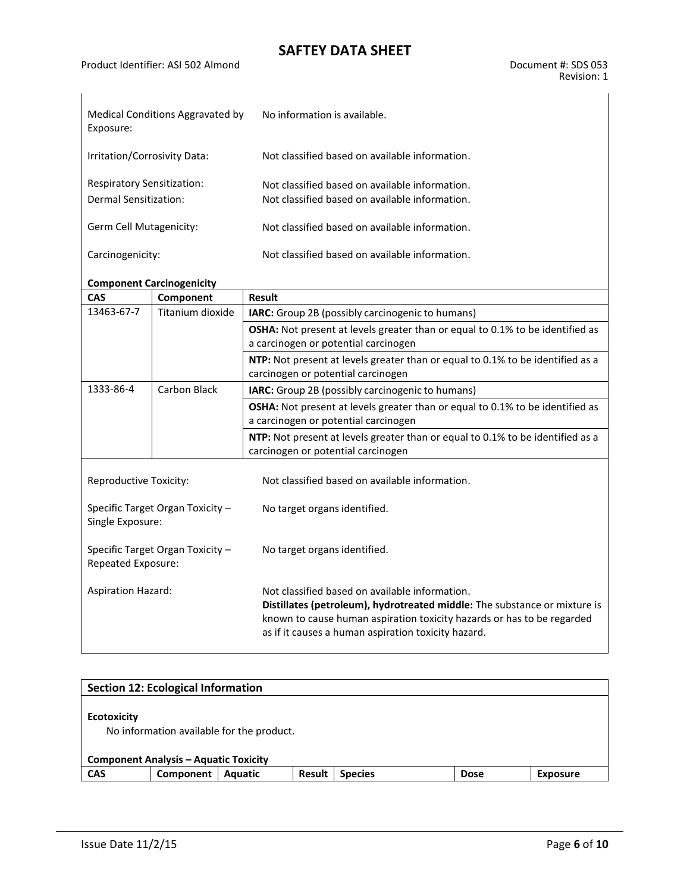Medical Conditions Aggravated by Exposure: No information is available.

Irritation/Corrosivity Data: Not classified based on available information.

Respiratory Sensitization: Not classified based on available information.
Dermal Sensitization: Not classified based on available information.

Germ Cell Mutagenicity: Not classified based on available information.

Carcinogenicity: Not classified based on available information.

**Component Carcinogenicity**

| CAS | Component | Result |
|---|---|---|
| 13463-67-7 | Titanium dioxide | **IARC:** Group 2B (possibly carcinogenic to humans) |
| | | **OSHA:** Not present at levels greater than or equal to 0.1% to be identified as a carcinogen or potential carcinogen |
| | | **NTP:** Not present at levels greater than or equal to 0.1% to be identified as a carcinogen or potential carcinogen |
| 1333-86-4 | Carbon Black | **IARC:** Group 2B (possibly carcinogenic to humans) |
| | | **OSHA:** Not present at levels greater than or equal to 0.1% to be identified as a carcinogen or potential carcinogen |
| | | **NTP:** Not present at levels greater than or equal to 0.1% to be identified as a carcinogen or potential carcinogen |

Reproductive Toxicity: Not classified based on available information.

Specific Target Organ Toxicity – Single Exposure: No target organs identified.

Specific Target Organ Toxicity – Repeated Exposure: No target organs identified.

Aspiration Hazard: Not classified based on available information.
**Distillates (petroleum), hydrotreated middle:** The substance or mixture is known to cause human aspiration toxicity hazards or has to be regarded as if it causes a human aspiration toxicity hazard.

## Section 12: Ecological Information

**Ecotoxicity**

No information available for the product.

**Component Analysis – Aquatic Toxicity**

| CAS | Component | Aquatic | Result | Species | Dose | Exposure |
|---|---|---|---|---|---|---|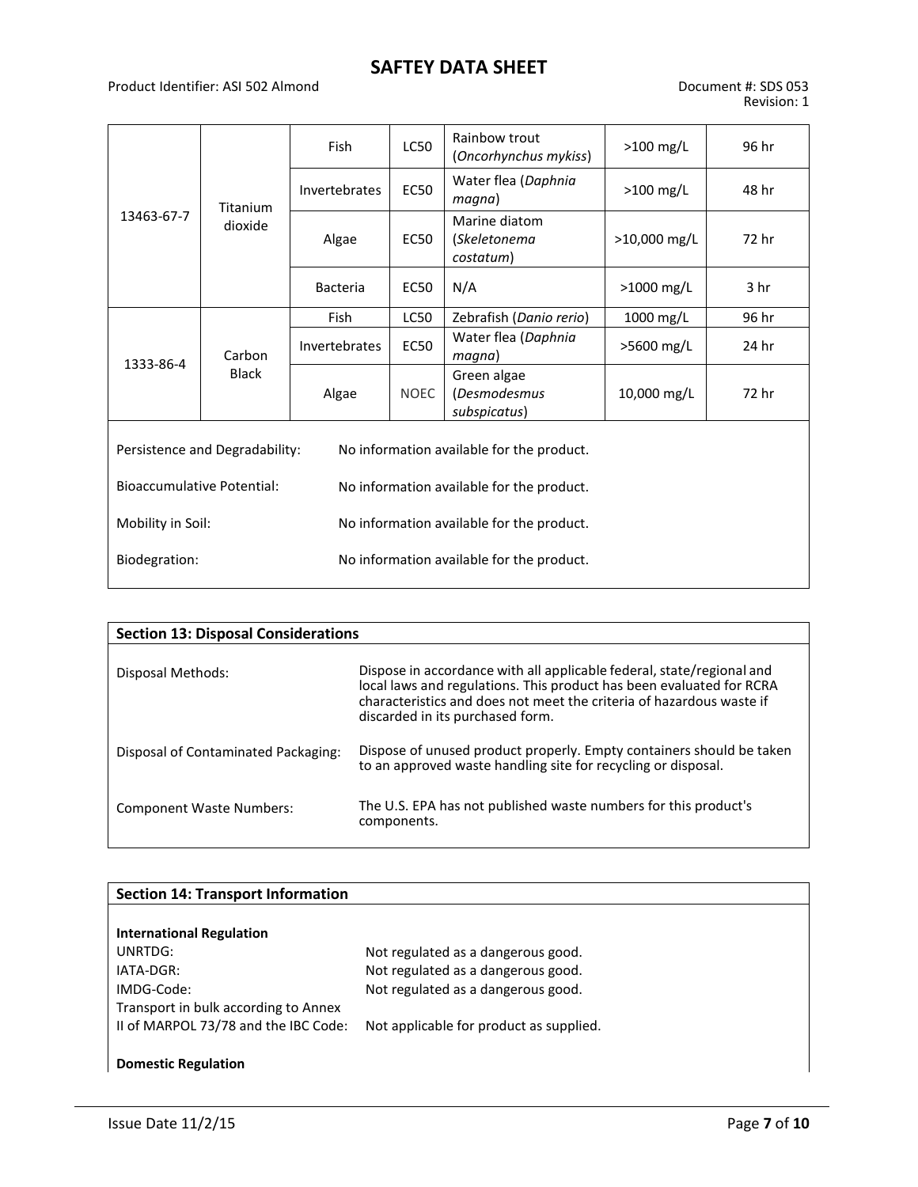| 13463-67-7 | Titanium dioxide | Fish | LC50 | Rainbow trout (*Oncorhynchus mykiss*) | >100 mg/L | 96 hr |
| --- | --- | --- | --- | --- | --- | --- |
| | | Invertebrates | EC50 | Water flea (*Daphnia magna*) | >100 mg/L | 48 hr |
| | | Algae | EC50 | Marine diatom (*Skeletonema costatum*) | >10,000 mg/L | 72 hr |
| | | Bacteria | EC50 | N/A | >1000 mg/L | 3 hr |
| 1333-86-4 | Carbon Black | Fish | LC50 | Zebrafish (*Danio rerio*) | 1000 mg/L | 96 hr |
| | | Invertebrates | EC50 | Water flea (*Daphnia magna*) | >5600 mg/L | 24 hr |
| | | Algae | NOEC | Green algae (*Desmodesmus subspicatus*) | 10,000 mg/L | 72 hr |

Persistence and Degradability: No information available for the product.

Bioaccumulative Potential: No information available for the product.

Mobility in Soil: No information available for the product.

Biodegration: No information available for the product.

## Section 13: Disposal Considerations

Disposal Methods: Dispose in accordance with all applicable federal, state/regional and local laws and regulations. This product has been evaluated for RCRA characteristics and does not meet the criteria of hazardous waste if discarded in its purchased form.

Disposal of Contaminated Packaging: Dispose of unused product properly. Empty containers should be taken to an approved waste handling site for recycling or disposal.

Component Waste Numbers: The U.S. EPA has not published waste numbers for this product's components.

## Section 14: Transport Information

**International Regulation**

UNRTDG: Not regulated as a dangerous good.
IATA-DGR: Not regulated as a dangerous good.
IMDG-Code: Not regulated as a dangerous good.
Transport in bulk according to Annex II of MARPOL 73/78 and the IBC Code: Not applicable for product as supplied.

**Domestic Regulation**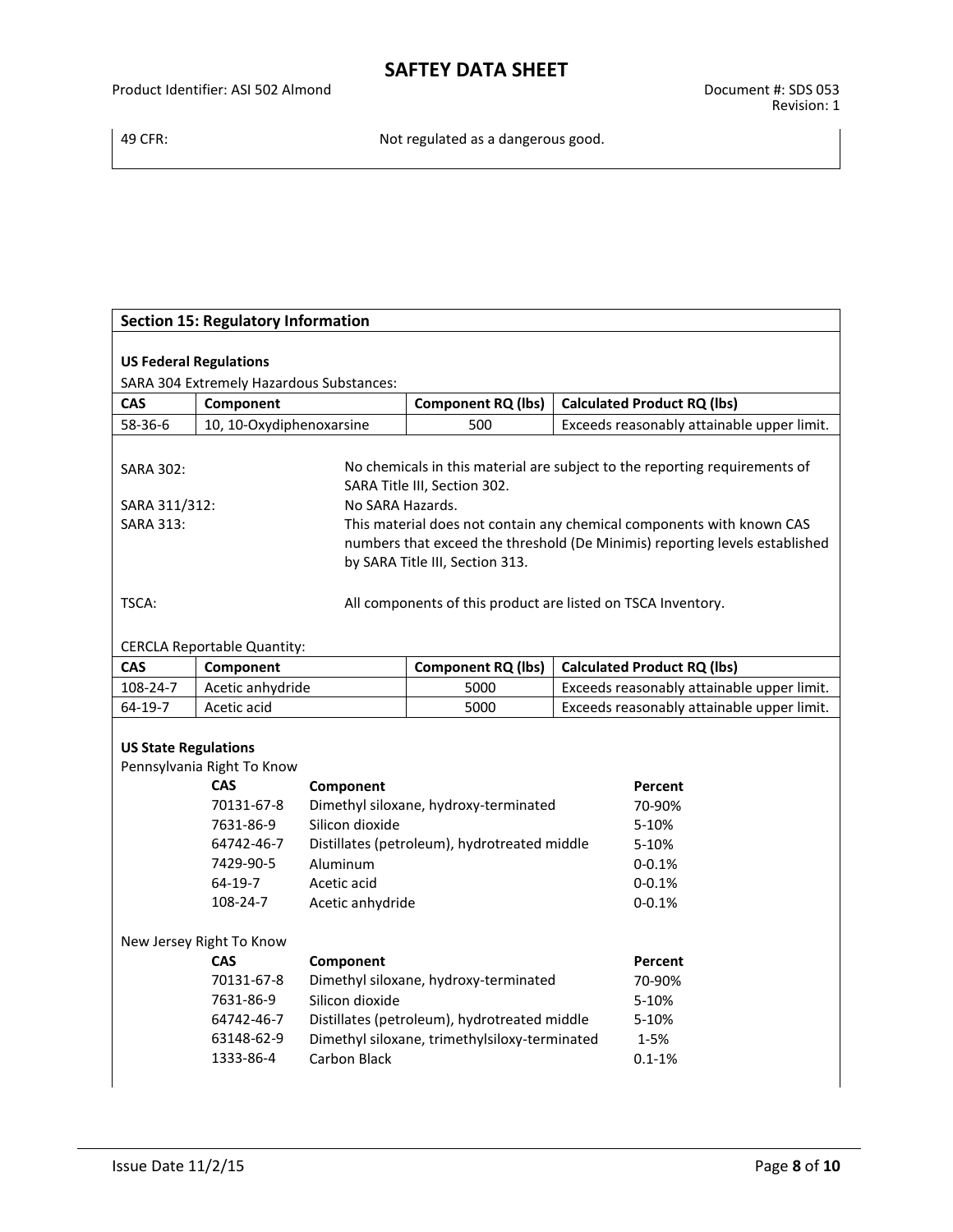| 49 CFR: | Not regulated as a dangerous good. |
|---|---|

## Section 15: Regulatory Information

**US Federal Regulations**

SARA 304 Extremely Hazardous Substances:

| CAS | Component | Component RQ (lbs) | Calculated Product RQ (lbs) |
|---|---|---|---|
| 58-36-6 | 10, 10-Oxydiphenoxarsine | 500 | Exceeds reasonably attainable upper limit. |

SARA 302: No chemicals in this material are subject to the reporting requirements of SARA Title III, Section 302.

SARA 311/312: No SARA Hazards.

SARA 313: This material does not contain any chemical components with known CAS numbers that exceed the threshold (De Minimis) reporting levels established by SARA Title III, Section 313.

TSCA: All components of this product are listed on TSCA Inventory.

CERCLA Reportable Quantity:

| CAS | Component | Component RQ (lbs) | Calculated Product RQ (lbs) |
|---|---|---|---|
| 108-24-7 | Acetic anhydride | 5000 | Exceeds reasonably attainable upper limit. |
| 64-19-7 | Acetic acid | 5000 | Exceeds reasonably attainable upper limit. |

**US State Regulations**

Pennsylvania Right To Know

| CAS | Component | Percent |
|---|---|---|
| 70131-67-8 | Dimethyl siloxane, hydroxy-terminated | 70-90% |
| 7631-86-9 | Silicon dioxide | 5-10% |
| 64742-46-7 | Distillates (petroleum), hydrotreated middle | 5-10% |
| 7429-90-5 | Aluminum | 0-0.1% |
| 64-19-7 | Acetic acid | 0-0.1% |
| 108-24-7 | Acetic anhydride | 0-0.1% |

New Jersey Right To Know

| CAS | Component | Percent |
|---|---|---|
| 70131-67-8 | Dimethyl siloxane, hydroxy-terminated | 70-90% |
| 7631-86-9 | Silicon dioxide | 5-10% |
| 64742-46-7 | Distillates (petroleum), hydrotreated middle | 5-10% |
| 63148-62-9 | Dimethyl siloxane, trimethylsiloxy-terminated | 1-5% |
| 1333-86-4 | Carbon Black | 0.1-1% |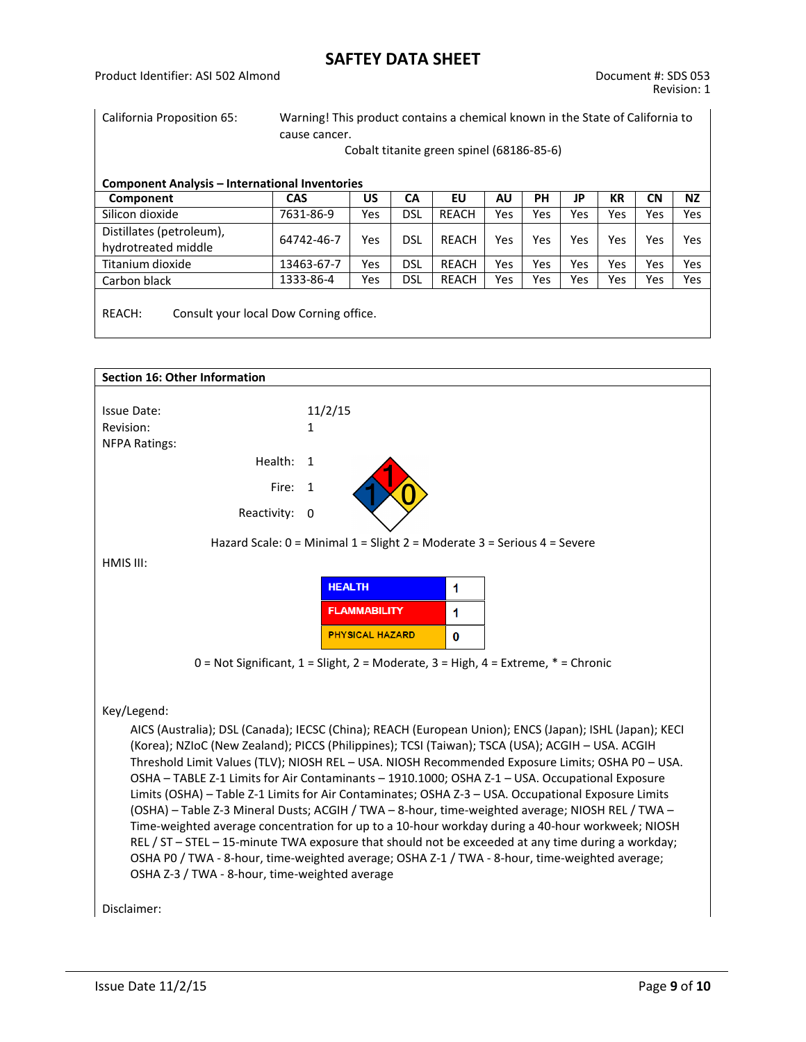California Proposition 65: Warning! This product contains a chemical known in the State of California to cause cancer.
Cobalt titanite green spinel (68186-85-6)

**Component Analysis – International Inventories**

| Component | CAS | US | CA | EU | AU | PH | JP | KR | CN | NZ |
|---|---|---|---|---|---|---|---|---|---|---|
| Silicon dioxide | 7631-86-9 | Yes | DSL | REACH | Yes | Yes | Yes | Yes | Yes | Yes |
| Distillates (petroleum), hydrotreated middle | 64742-46-7 | Yes | DSL | REACH | Yes | Yes | Yes | Yes | Yes | Yes |
| Titanium dioxide | 13463-67-7 | Yes | DSL | REACH | Yes | Yes | Yes | Yes | Yes | Yes |
| Carbon black | 1333-86-4 | Yes | DSL | REACH | Yes | Yes | Yes | Yes | Yes | Yes |

REACH: Consult your local Dow Corning office.

## Section 16: Other Information

Issue Date: 11/2/15
Revision: 1
NFPA Ratings:

Health: 1
Fire: 1
Reactivity: 0

Hazard Scale: 0 = Minimal 1 = Slight 2 = Moderate 3 = Serious 4 = Severe

HMIS III:

| HEALTH | 1 |
|---|---|
| FLAMMABILITY | 1 |
| PHYSICAL HAZARD | 0 |

0 = Not Significant, 1 = Slight, 2 = Moderate, 3 = High, 4 = Extreme, * = Chronic

Key/Legend:

AICS (Australia); DSL (Canada); IECSC (China); REACH (European Union); ENCS (Japan); ISHL (Japan); KECI (Korea); NZIoC (New Zealand); PICCS (Philippines); TCSI (Taiwan); TSCA (USA); ACGIH – USA. ACGIH Threshold Limit Values (TLV); NIOSH REL – USA. NIOSH Recommended Exposure Limits; OSHA P0 – USA. OSHA – TABLE Z-1 Limits for Air Contaminants – 1910.1000; OSHA Z-1 – USA. Occupational Exposure Limits (OSHA) – Table Z-1 Limits for Air Contaminates; OSHA Z-3 – USA. Occupational Exposure Limits (OSHA) – Table Z-3 Mineral Dusts; ACGIH / TWA – 8-hour, time-weighted average; NIOSH REL / TWA – Time-weighted average concentration for up to a 10-hour workday during a 40-hour workweek; NIOSH REL / ST – STEL – 15-minute TWA exposure that should not be exceeded at any time during a workday; OSHA P0 / TWA - 8-hour, time-weighted average; OSHA Z-1 / TWA - 8-hour, time-weighted average; OSHA Z-3 / TWA - 8-hour, time-weighted average

Disclaimer: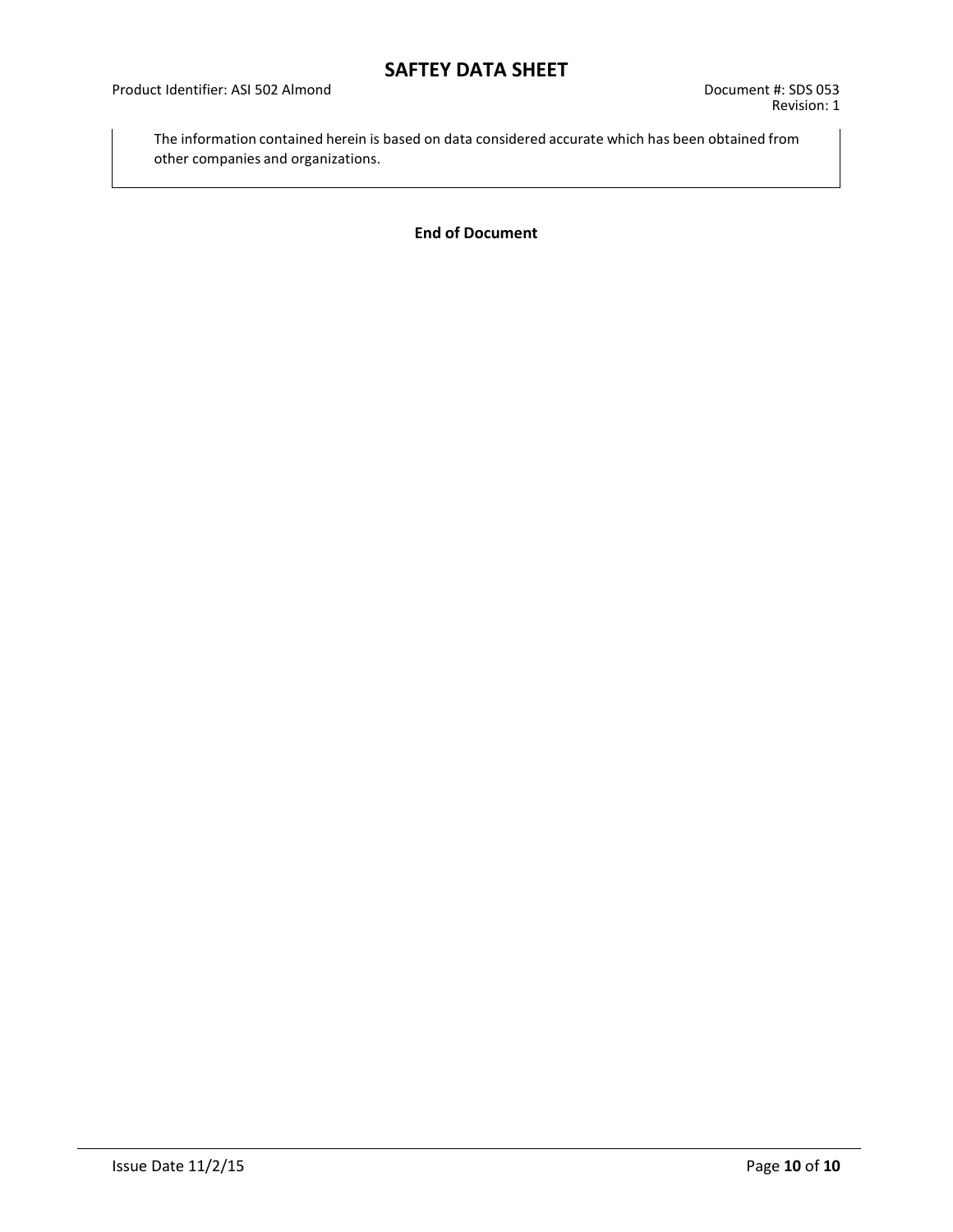The information contained herein is based on data considered accurate which has been obtained from other companies and organizations.

**End of Document**